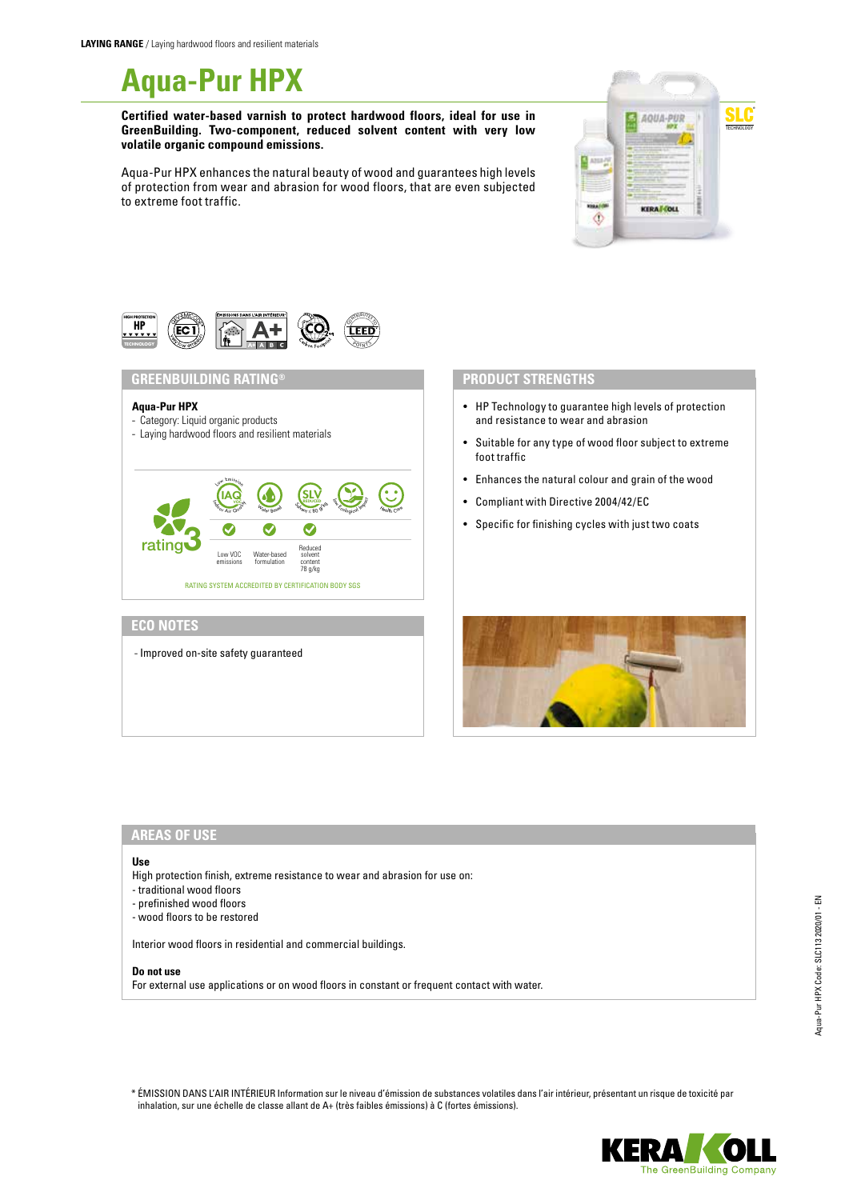**LAYING RANGE** / Laying hardwood floors and resilient materials

# Aqua-Pur HPX

**Certified water-based varnish to protect hardwood floors, ideal for use in GreenBuilding. Two-component, reduced solvent content with very low volatile organic compound emissions.**

Aqua-Pur HPX enhances the natural beauty of wood and guarantees high levels of protection from wear and abrasion for wood floors, that are even subjected to extreme foot traffic.

## GREENBUILDING RATING®

**Aqua-Pur HPX**
- Category: Liquid organic products
- Laying hardwood floors and resilient materials

rating 3

| Low VOC emissions | Water-based formulation | Reduced solvent content 78 g/kg |
|---|---|---|
| ✓ | ✓ | ✓ |

RATING SYSTEM ACCREDITED BY CERTIFICATION BODY SGS

## PRODUCT STRENGTHS

- HP Technology to guarantee high levels of protection and resistance to wear and abrasion
- Suitable for any type of wood floor subject to extreme foot traffic
- Enhances the natural colour and grain of the wood
- Compliant with Directive 2004/42/EC
- Specific for finishing cycles with just two coats

## ECO NOTES

- Improved on-site safety guaranteed

## AREAS OF USE

**Use**
High protection finish, extreme resistance to wear and abrasion for use on:
- traditional wood floors
- prefinished wood floors
- wood floors to be restored

Interior wood floors in residential and commercial buildings.

**Do not use**
For external use applications or on wood floors in constant or frequent contact with water.

* ÉMISSION DANS L'AIR INTÉRIEUR Information sur le niveau d'émission de substances volatiles dans l'air intérieur, présentant un risque de toxicité par inhalation, sur une échelle de classe allant de A+ (très faibles émissions) à C (fortes émissions).

Aqua-Pur HPX Code: SLC113 2020/01 - EN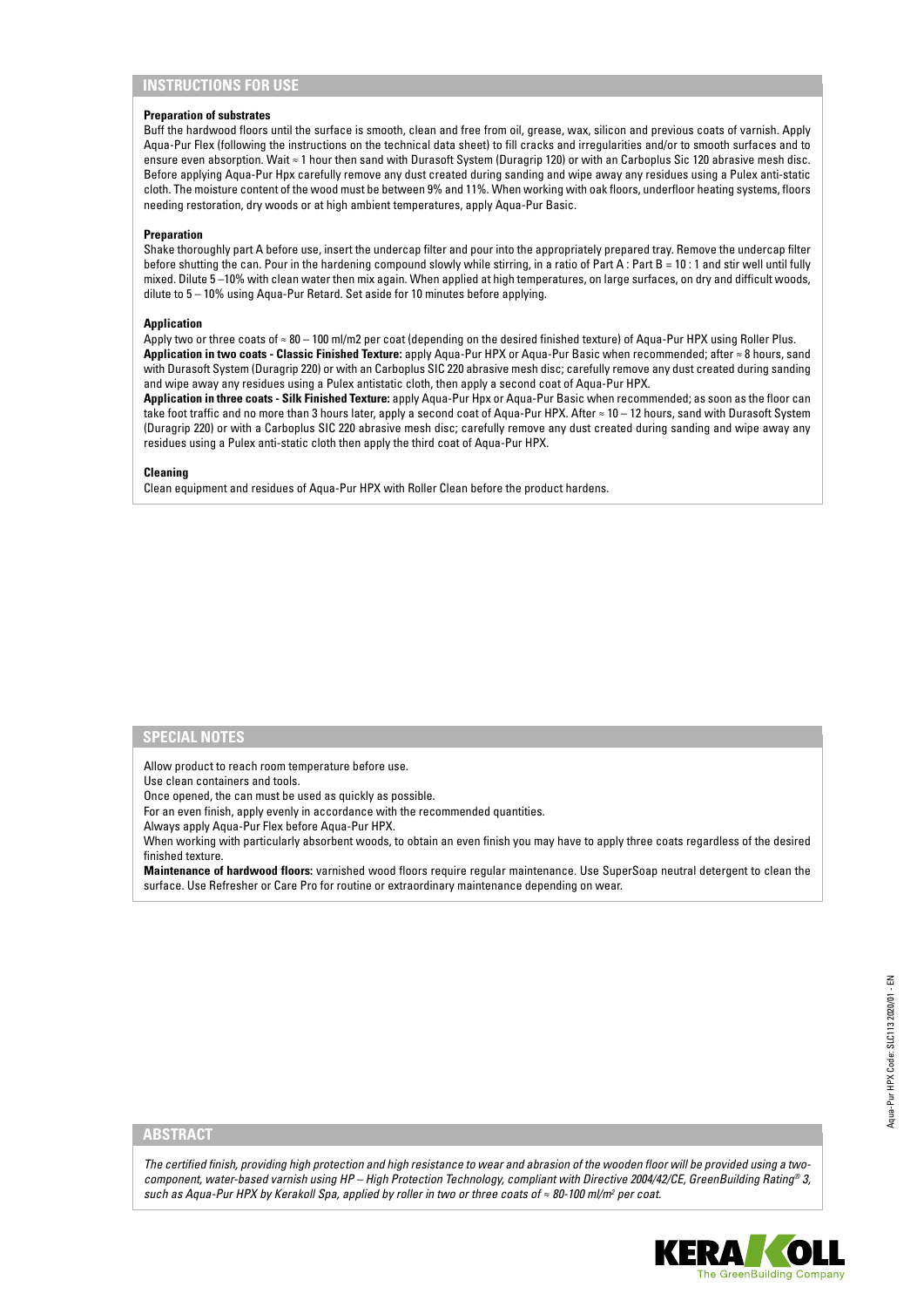## INSTRUCTIONS FOR USE

**Preparation of substrates**

Buff the hardwood floors until the surface is smooth, clean and free from oil, grease, wax, silicon and previous coats of varnish. Apply Aqua-Pur Flex (following the instructions on the technical data sheet) to fill cracks and irregularities and/or to smooth surfaces and to ensure even absorption. Wait ≈ 1 hour then sand with Durasoft System (Duragrip 120) or with an Carboplus Sic 120 abrasive mesh disc. Before applying Aqua-Pur Hpx carefully remove any dust created during sanding and wipe away any residues using a Pulex anti-static cloth. The moisture content of the wood must be between 9% and 11%. When working with oak floors, underfloor heating systems, floors needing restoration, dry woods or at high ambient temperatures, apply Aqua-Pur Basic.

**Preparation**

Shake thoroughly part A before use, insert the undercap filter and pour into the appropriately prepared tray. Remove the undercap filter before shutting the can. Pour in the hardening compound slowly while stirring, in a ratio of Part A : Part B = 10 : 1 and stir well until fully mixed. Dilute 5 –10% with clean water then mix again. When applied at high temperatures, on large surfaces, on dry and difficult woods, dilute to 5 – 10% using Aqua-Pur Retard. Set aside for 10 minutes before applying.

**Application**

Apply two or three coats of ≈ 80 – 100 ml/m2 per coat (depending on the desired finished texture) of Aqua-Pur HPX using Roller Plus.
**Application in two coats - Classic Finished Texture:** apply Aqua-Pur HPX or Aqua-Pur Basic when recommended; after ≈ 8 hours, sand with Durasoft System (Duragrip 220) or with an Carboplus SIC 220 abrasive mesh disc; carefully remove any dust created during sanding and wipe away any residues using a Pulex antistatic cloth, then apply a second coat of Aqua-Pur HPX.
**Application in three coats - Silk Finished Texture:** apply Aqua-Pur Hpx or Aqua-Pur Basic when recommended; as soon as the floor can take foot traffic and no more than 3 hours later, apply a second coat of Aqua-Pur HPX. After ≈ 10 – 12 hours, sand with Durasoft System (Duragrip 220) or with a Carboplus SIC 220 abrasive mesh disc; carefully remove any dust created during sanding and wipe away any residues using a Pulex anti-static cloth then apply the third coat of Aqua-Pur HPX.

**Cleaning**

Clean equipment and residues of Aqua-Pur HPX with Roller Clean before the product hardens.

## SPECIAL NOTES

Allow product to reach room temperature before use.
Use clean containers and tools.
Once opened, the can must be used as quickly as possible.
For an even finish, apply evenly in accordance with the recommended quantities.
Always apply Aqua-Pur Flex before Aqua-Pur HPX.
When working with particularly absorbent woods, to obtain an even finish you may have to apply three coats regardless of the desired finished texture.
**Maintenance of hardwood floors:** varnished wood floors require regular maintenance. Use SuperSoap neutral detergent to clean the surface. Use Refresher or Care Pro for routine or extraordinary maintenance depending on wear.

## ABSTRACT

*The certified finish, providing high protection and high resistance to wear and abrasion of the wooden floor will be provided using a two-component, water-based varnish using HP – High Protection Technology, compliant with Directive 2004/42/CE, GreenBuilding Rating® 3, such as Aqua-Pur HPX by Kerakoll Spa, applied by roller in two or three coats of ≈ 80-100 ml/m² per coat.*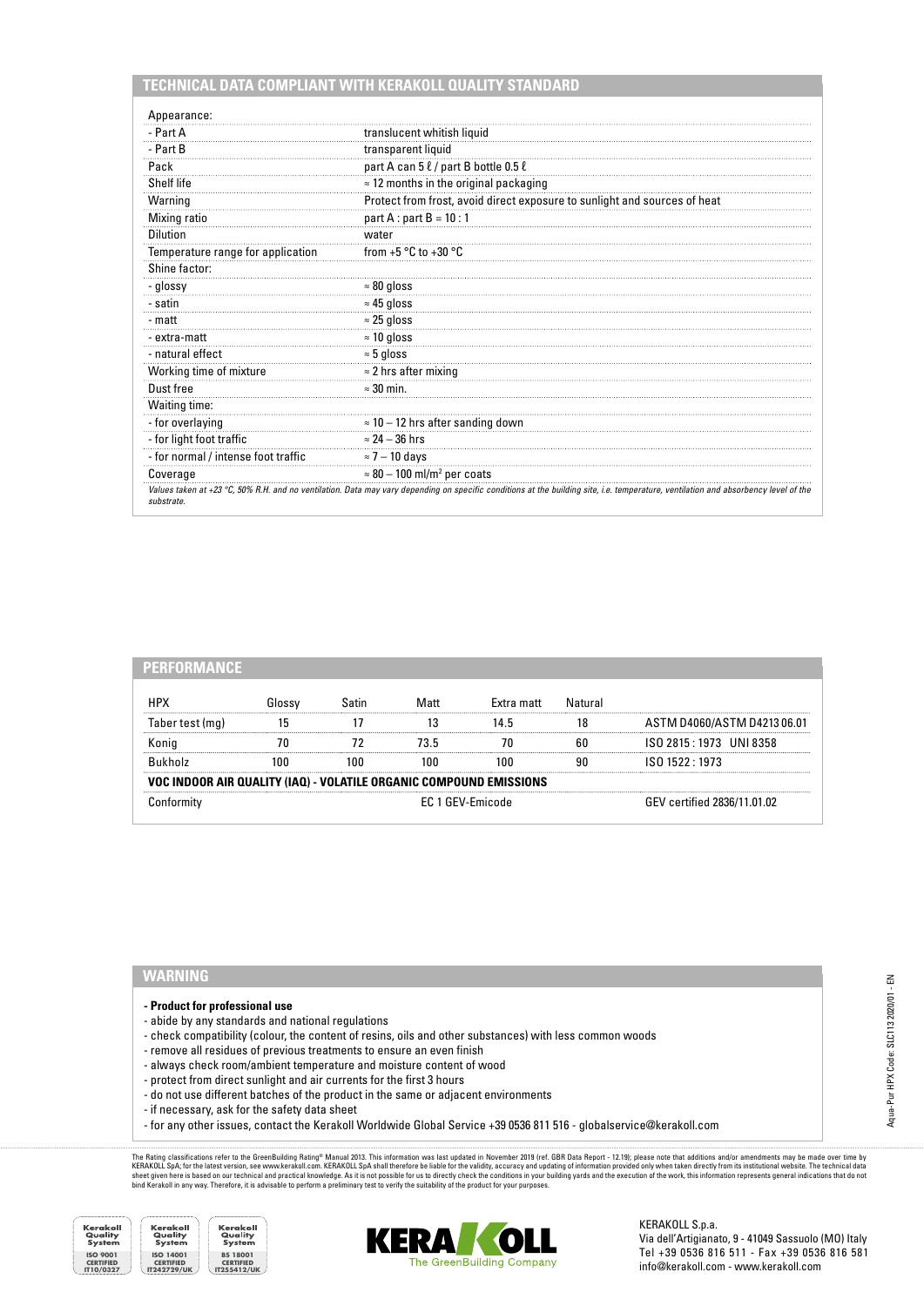## TECHNICAL DATA COMPLIANT WITH KERAKOLL QUALITY STANDARD

| | |
|---|---|
| Appearance: | |
| - Part A | translucent whitish liquid |
| - Part B | transparent liquid |
| Pack | part A can 5 ℓ / part B bottle 0.5 ℓ |
| Shelf life | ≈ 12 months in the original packaging |
| Warning | Protect from frost, avoid direct exposure to sunlight and sources of heat |
| Mixing ratio | part A : part B = 10 : 1 |
| Dilution | water |
| Temperature range for application | from +5 °C to +30 °C |
| Shine factor: | |
| - glossy | ≈ 80 gloss |
| - satin | ≈ 45 gloss |
| - matt | ≈ 25 gloss |
| - extra-matt | ≈ 10 gloss |
| - natural effect | ≈ 5 gloss |
| Working time of mixture | ≈ 2 hrs after mixing |
| Dust free | ≈ 30 min. |
| Waiting time: | |
| - for overlaying | ≈ 10 – 12 hrs after sanding down |
| - for light foot traffic | ≈ 24 – 36 hrs |
| - for normal / intense foot traffic | ≈ 7 – 10 days |
| Coverage | ≈ 80 – 100 ml/m² per coats |

*Values taken at +23 °C, 50% R.H. and no ventilation. Data may vary depending on specific conditions at the building site, i.e. temperature, ventilation and absorbency level of the substrate.*

## PERFORMANCE

| HPX | Glossy | Satin | Matt | Extra matt | Natural | |
|---|---|---|---|---|---|---|
| Taber test (mg) | 15 | 17 | 13 | 14.5 | 18 | ASTM D4060/ASTM D4213 06.01 |
| Konig | 70 | 72 | 73.5 | 70 | 60 | ISO 2815 : 1973 UNI 8358 |
| Bukholz | 100 | 100 | 100 | 100 | 90 | ISO 1522 : 1973 |
| **VOC INDOOR AIR QUALITY (IAQ) - VOLATILE ORGANIC COMPOUND EMISSIONS** | | | | | | |
| Conformity | | | EC 1 GEV-Emicode | | | GEV certified 2836/11.01.02 |

## WARNING

- **Product for professional use**
- abide by any standards and national regulations
- check compatibility (colour, the content of resins, oils and other substances) with less common woods
- remove all residues of previous treatments to ensure an even finish
- always check room/ambient temperature and moisture content of wood
- protect from direct sunlight and air currents for the first 3 hours
- do not use different batches of the product in the same or adjacent environments
- if necessary, ask for the safety data sheet
- for any other issues, contact the Kerakoll Worldwide Global Service +39 0536 811 516 - globalservice@kerakoll.com

The Rating classifications refer to the GreenBuilding Rating® Manual 2013. This information was last updated in November 2019 (ref. GBR Data Report - 12.19); please note that additions and/or amendments may be made over time by KERAKOLL SpA; for the latest version, see www.kerakoll.com. KERAKOLL SpA shall therefore be liable for the validity, accuracy and updating of information provided only when taken directly from its institutional website. The technical data sheet given here is based on our technical and practical knowledge. As it is not possible for us to directly check the conditions in your building yards and the execution of the work, this information represents general indications that do not bind Kerakoll in any way. Therefore, it is advisable to perform a preliminary test to verify the suitability of the product for your purposes.

Aqua-Pur HPX Code: SLC113 2020/01 - EN

Kerakoll Quality System ISO 9001 CERTIFIED IT10/0327 — Kerakoll Quality System ISO 14001 CERTIFIED IT242729/UK — Kerakoll Quality System BS 18001 CERTIFIED IT255412/UK

KERAKOLL The GreenBuilding Company

KERAKOLL S.p.a.
Via dell'Artigianato, 9 - 41049 Sassuolo (MO) Italy
Tel +39 0536 816 511 - Fax +39 0536 816 581
info@kerakoll.com - www.kerakoll.com